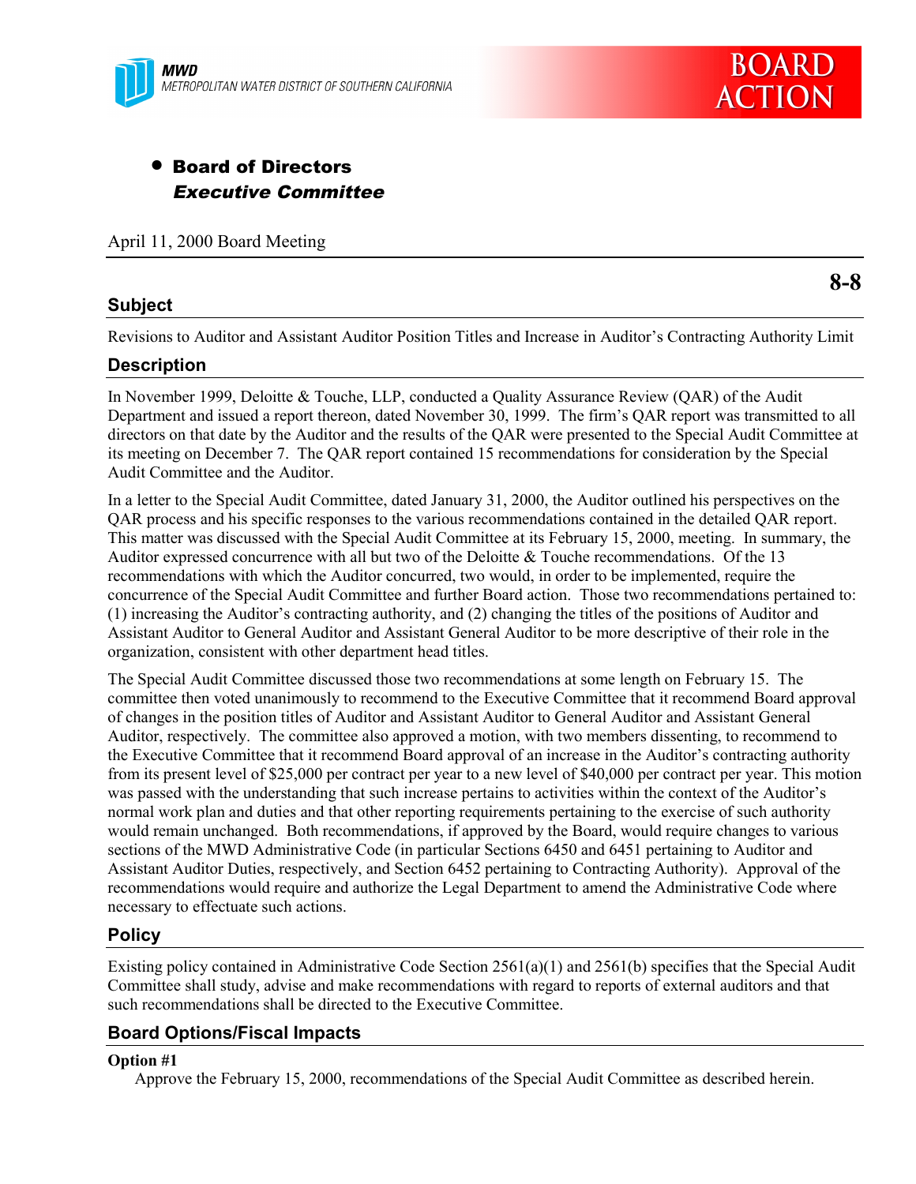MWD
METROPOLITAN WATER DISTRICT OF SOUTHERN CALIFORNIA

# BOARD ACTION

- **Board of Directors**
  ***Executive Committee***

April 11, 2000 Board Meeting

**8-8**

## Subject

Revisions to Auditor and Assistant Auditor Position Titles and Increase in Auditor's Contracting Authority Limit

## Description

In November 1999, Deloitte & Touche, LLP, conducted a Quality Assurance Review (QAR) of the Audit Department and issued a report thereon, dated November 30, 1999. The firm's QAR report was transmitted to all directors on that date by the Auditor and the results of the QAR were presented to the Special Audit Committee at its meeting on December 7. The QAR report contained 15 recommendations for consideration by the Special Audit Committee and the Auditor.

In a letter to the Special Audit Committee, dated January 31, 2000, the Auditor outlined his perspectives on the QAR process and his specific responses to the various recommendations contained in the detailed QAR report. This matter was discussed with the Special Audit Committee at its February 15, 2000, meeting. In summary, the Auditor expressed concurrence with all but two of the Deloitte & Touche recommendations. Of the 13 recommendations with which the Auditor concurred, two would, in order to be implemented, require the concurrence of the Special Audit Committee and further Board action. Those two recommendations pertained to: (1) increasing the Auditor's contracting authority, and (2) changing the titles of the positions of Auditor and Assistant Auditor to General Auditor and Assistant General Auditor to be more descriptive of their role in the organization, consistent with other department head titles.

The Special Audit Committee discussed those two recommendations at some length on February 15. The committee then voted unanimously to recommend to the Executive Committee that it recommend Board approval of changes in the position titles of Auditor and Assistant Auditor to General Auditor and Assistant General Auditor, respectively. The committee also approved a motion, with two members dissenting, to recommend to the Executive Committee that it recommend Board approval of an increase in the Auditor's contracting authority from its present level of $25,000 per contract per year to a new level of $40,000 per contract per year. This motion was passed with the understanding that such increase pertains to activities within the context of the Auditor's normal work plan and duties and that other reporting requirements pertaining to the exercise of such authority would remain unchanged. Both recommendations, if approved by the Board, would require changes to various sections of the MWD Administrative Code (in particular Sections 6450 and 6451 pertaining to Auditor and Assistant Auditor Duties, respectively, and Section 6452 pertaining to Contracting Authority). Approval of the recommendations would require and authorize the Legal Department to amend the Administrative Code where necessary to effectuate such actions.

## Policy

Existing policy contained in Administrative Code Section 2561(a)(1) and 2561(b) specifies that the Special Audit Committee shall study, advise and make recommendations with regard to reports of external auditors and that such recommendations shall be directed to the Executive Committee.

## Board Options/Fiscal Impacts

**Option #1**

Approve the February 15, 2000, recommendations of the Special Audit Committee as described herein.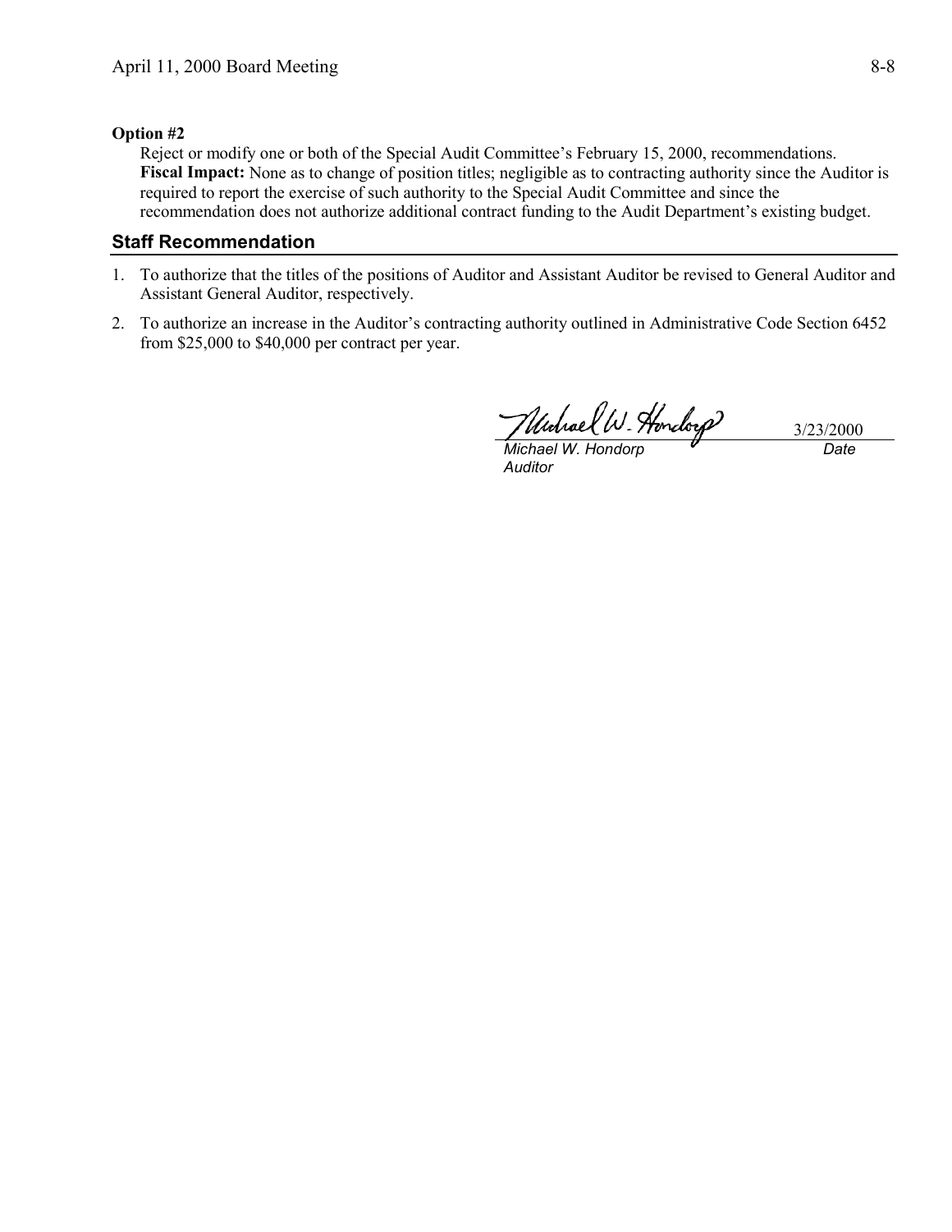**Option #2**

Reject or modify one or both of the Special Audit Committee's February 15, 2000, recommendations.
**Fiscal Impact:** None as to change of position titles; negligible as to contracting authority since the Auditor is required to report the exercise of such authority to the Special Audit Committee and since the recommendation does not authorize additional contract funding to the Audit Department's existing budget.

## Staff Recommendation

1. To authorize that the titles of the positions of Auditor and Assistant Auditor be revised to General Auditor and Assistant General Auditor, respectively.
2. To authorize an increase in the Auditor's contracting authority outlined in Administrative Code Section 6452 from $25,000 to $40,000 per contract per year.

Michael W. Hondorp 3/23/2000

*Michael W. Hondorp* *Date*
*Auditor*